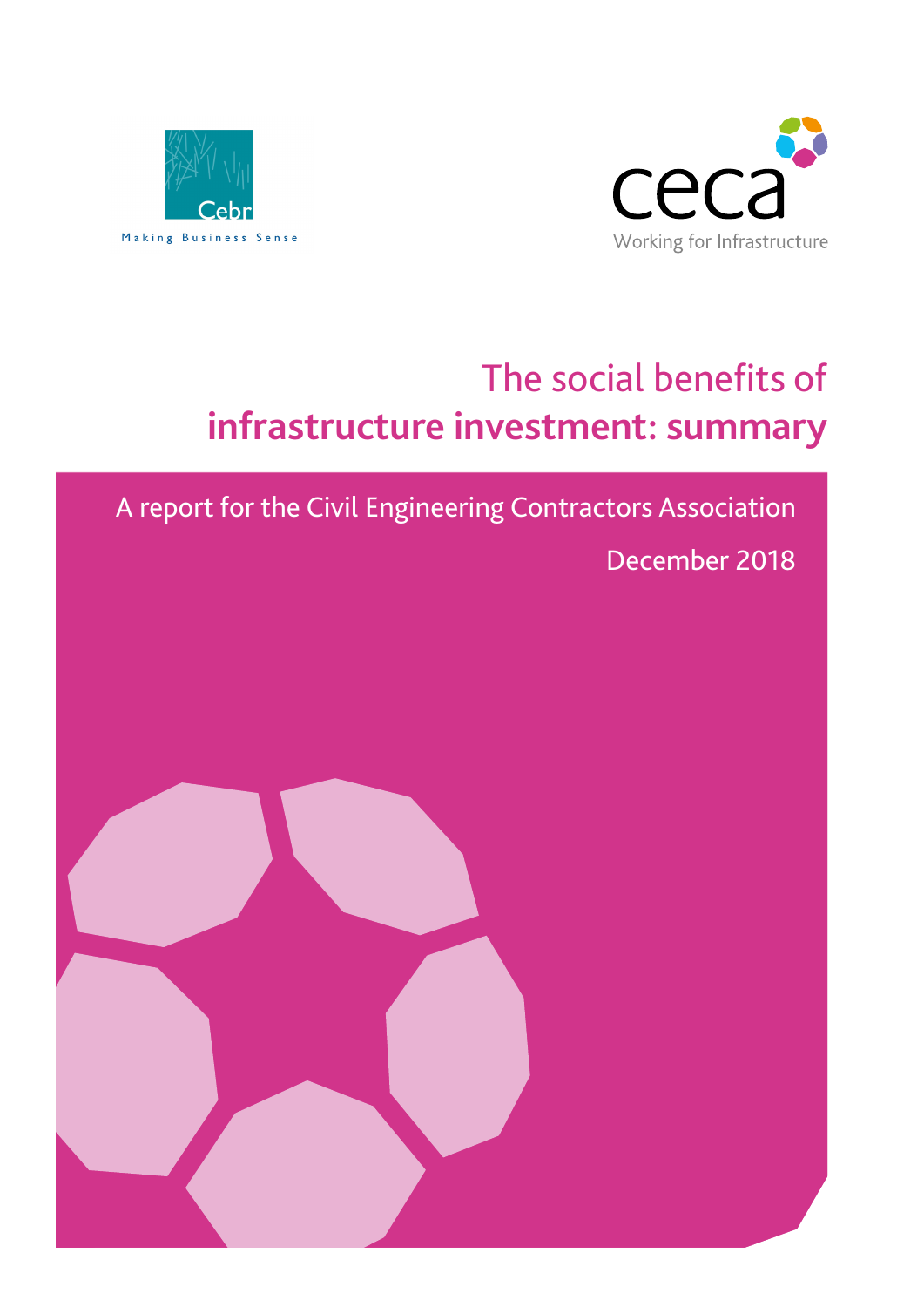Cebr

Making Business Sense

ceca

Working for Infrastructure

# The social benefits of **infrastructure investment: summary**

A report for the Civil Engineering Contractors Association

December 2018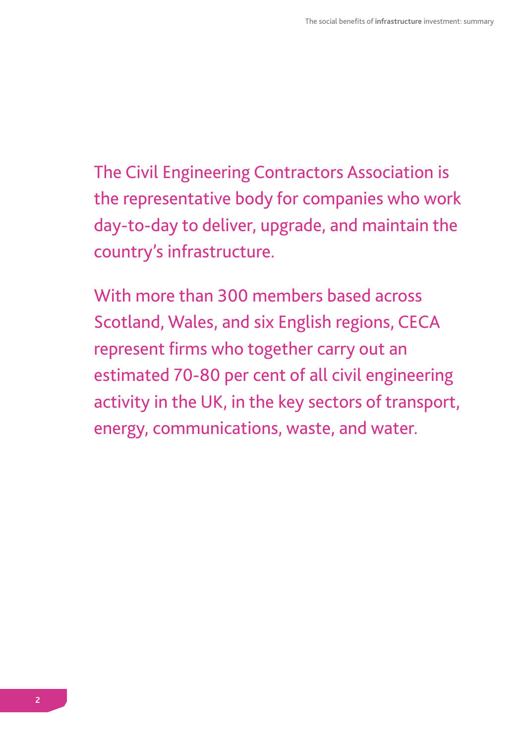The Civil Engineering Contractors Association is the representative body for companies who work day-to-day to deliver, upgrade, and maintain the country's infrastructure.

With more than 300 members based across Scotland, Wales, and six English regions, CECA represent firms who together carry out an estimated 70-80 per cent of all civil engineering activity in the UK, in the key sectors of transport, energy, communications, waste, and water.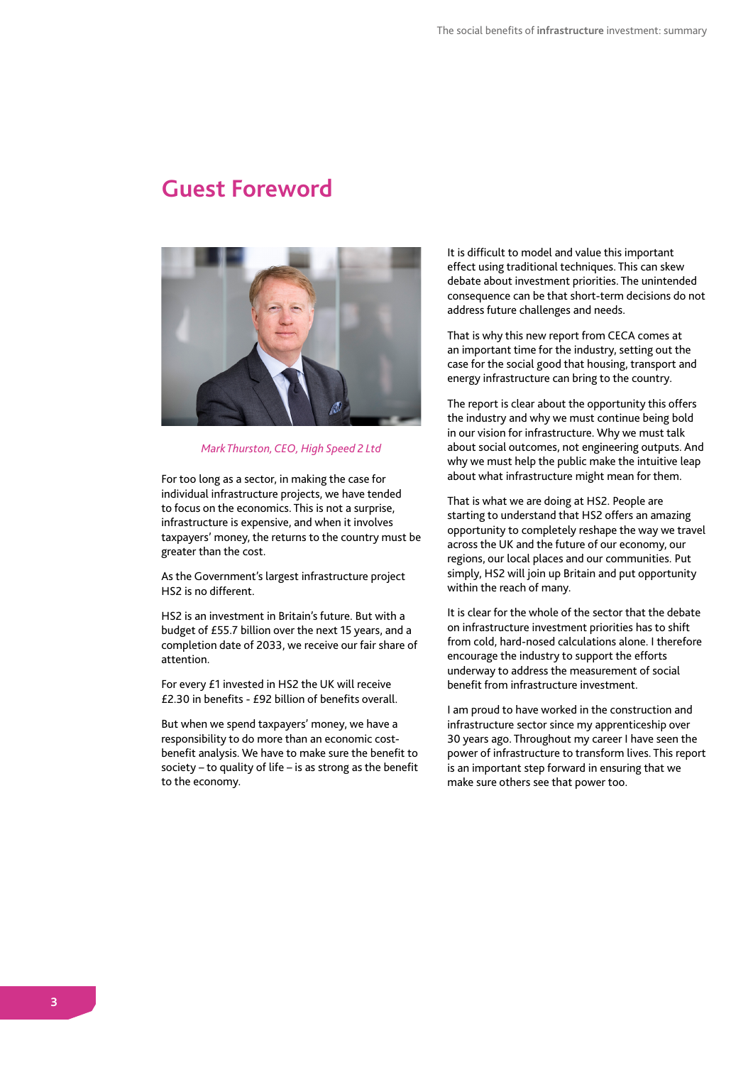# Guest Foreword

*Mark Thurston, CEO, High Speed 2 Ltd*

For too long as a sector, in making the case for individual infrastructure projects, we have tended to focus on the economics. This is not a surprise, infrastructure is expensive, and when it involves taxpayers' money, the returns to the country must be greater than the cost.

As the Government's largest infrastructure project HS2 is no different.

HS2 is an investment in Britain's future. But with a budget of £55.7 billion over the next 15 years, and a completion date of 2033, we receive our fair share of attention.

For every £1 invested in HS2 the UK will receive £2.30 in benefits - £92 billion of benefits overall.

But when we spend taxpayers' money, we have a responsibility to do more than an economic cost-benefit analysis. We have to make sure the benefit to society – to quality of life – is as strong as the benefit to the economy.

It is difficult to model and value this important effect using traditional techniques. This can skew debate about investment priorities. The unintended consequence can be that short-term decisions do not address future challenges and needs.

That is why this new report from CECA comes at an important time for the industry, setting out the case for the social good that housing, transport and energy infrastructure can bring to the country.

The report is clear about the opportunity this offers the industry and why we must continue being bold in our vision for infrastructure. Why we must talk about social outcomes, not engineering outputs. And why we must help the public make the intuitive leap about what infrastructure might mean for them.

That is what we are doing at HS2. People are starting to understand that HS2 offers an amazing opportunity to completely reshape the way we travel across the UK and the future of our economy, our regions, our local places and our communities. Put simply, HS2 will join up Britain and put opportunity within the reach of many.

It is clear for the whole of the sector that the debate on infrastructure investment priorities has to shift from cold, hard-nosed calculations alone. I therefore encourage the industry to support the efforts underway to address the measurement of social benefit from infrastructure investment.

I am proud to have worked in the construction and infrastructure sector since my apprenticeship over 30 years ago. Throughout my career I have seen the power of infrastructure to transform lives. This report is an important step forward in ensuring that we make sure others see that power too.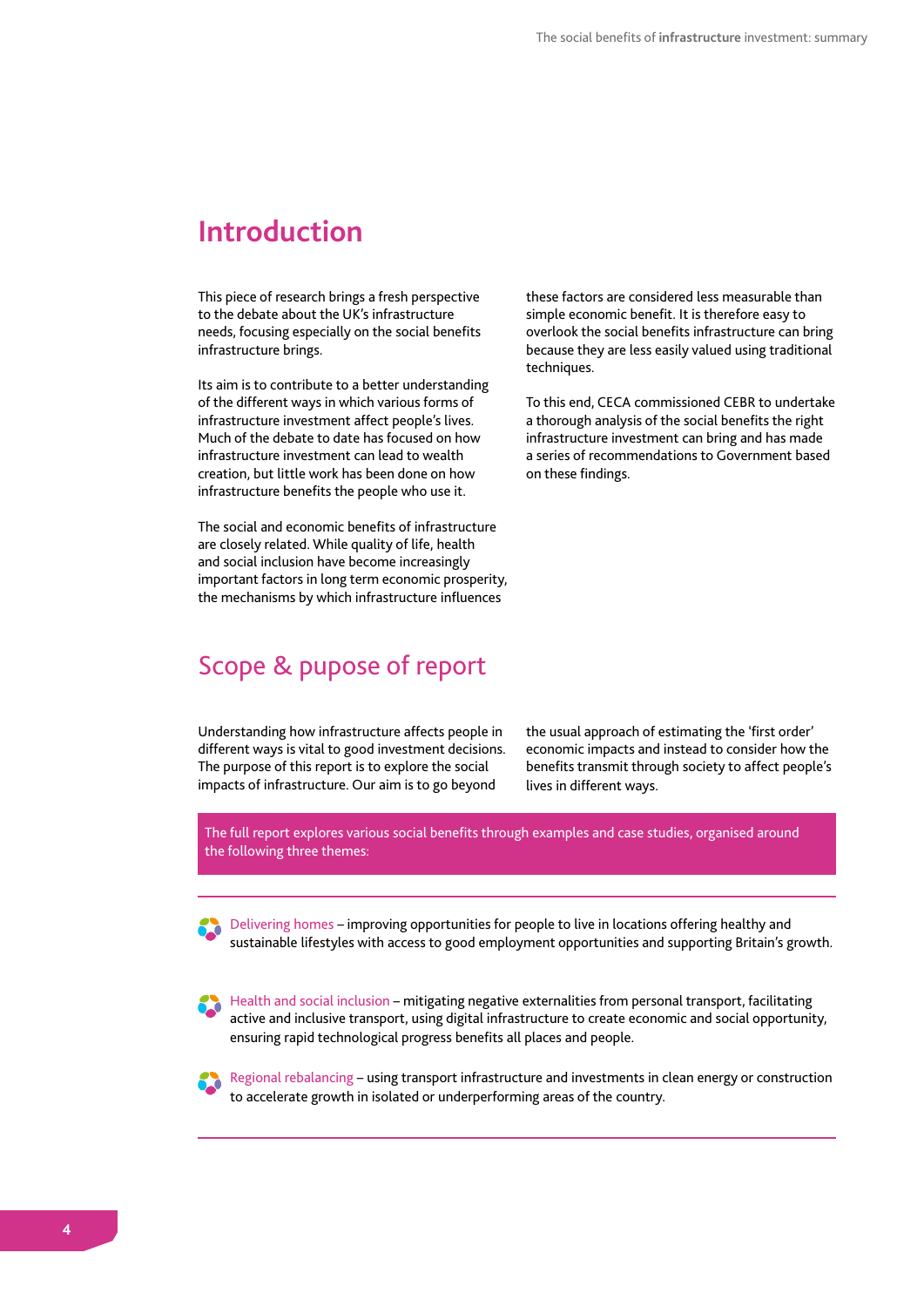## Introduction

This piece of research brings a fresh perspective to the debate about the UK's infrastructure needs, focusing especially on the social benefits infrastructure brings.

Its aim is to contribute to a better understanding of the different ways in which various forms of infrastructure investment affect people's lives. Much of the debate to date has focused on how infrastructure investment can lead to wealth creation, but little work has been done on how infrastructure benefits the people who use it.

The social and economic benefits of infrastructure are closely related. While quality of life, health and social inclusion have become increasingly important factors in long term economic prosperity, the mechanisms by which infrastructure influences these factors are considered less measurable than simple economic benefit. It is therefore easy to overlook the social benefits infrastructure can bring because they are less easily valued using traditional techniques.

To this end, CECA commissioned CEBR to undertake a thorough analysis of the social benefits the right infrastructure investment can bring and has made a series of recommendations to Government based on these findings.

## Scope & pupose of report

Understanding how infrastructure affects people in different ways is vital to good investment decisions. The purpose of this report is to explore the social impacts of infrastructure. Our aim is to go beyond the usual approach of estimating the 'first order' economic impacts and instead to consider how the benefits transmit through society to affect people's lives in different ways.

The full report explores various social benefits through examples and case studies, organised around the following three themes:

- **Delivering homes** – improving opportunities for people to live in locations offering healthy and sustainable lifestyles with access to good employment opportunities and supporting Britain's growth.
- **Health and social inclusion** – mitigating negative externalities from personal transport, facilitating active and inclusive transport, using digital infrastructure to create economic and social opportunity, ensuring rapid technological progress benefits all places and people.
- **Regional rebalancing** – using transport infrastructure and investments in clean energy or construction to accelerate growth in isolated or underperforming areas of the country.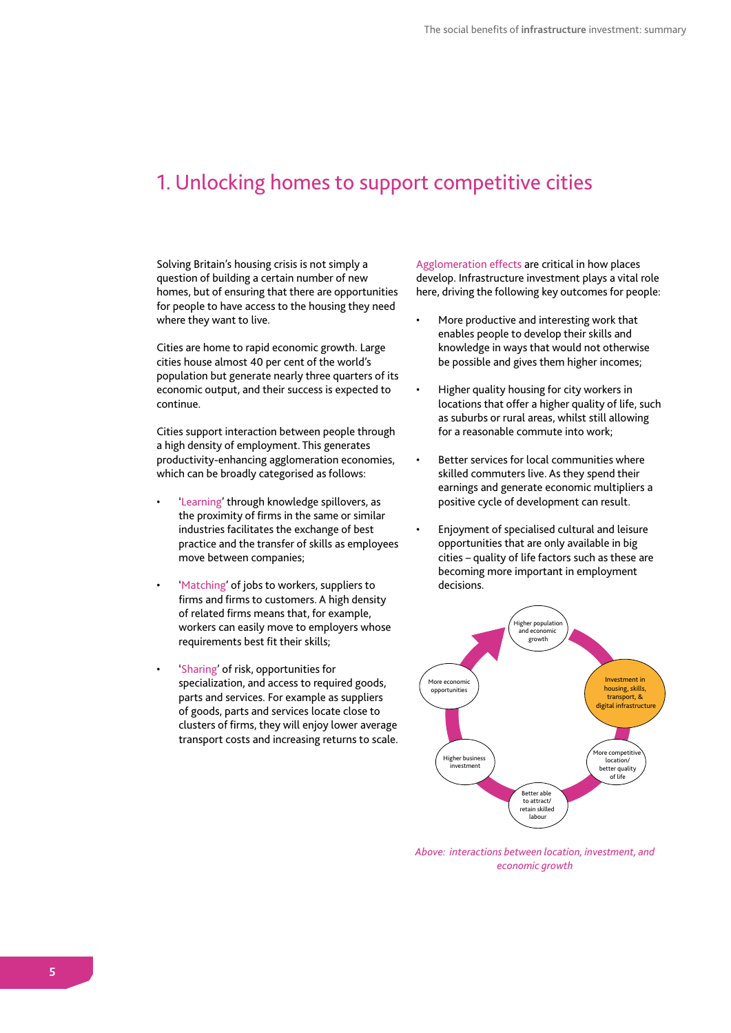# 1. Unlocking homes to support competitive cities

Solving Britain's housing crisis is not simply a question of building a certain number of new homes, but of ensuring that there are opportunities for people to have access to the housing they need where they want to live.

Cities are home to rapid economic growth. Large cities house almost 40 per cent of the world's population but generate nearly three quarters of its economic output, and their success is expected to continue.

Cities support interaction between people through a high density of employment. This generates productivity-enhancing agglomeration economies, which can be broadly categorised as follows:

- 'Learning' through knowledge spillovers, as the proximity of firms in the same or similar industries facilitates the exchange of best practice and the transfer of skills as employees move between companies;
- 'Matching' of jobs to workers, suppliers to firms and firms to customers. A high density of related firms means that, for example, workers can easily move to employers whose requirements best fit their skills;
- 'Sharing' of risk, opportunities for specialization, and access to required goods, parts and services. For example as suppliers of goods, parts and services locate close to clusters of firms, they will enjoy lower average transport costs and increasing returns to scale.

Agglomeration effects are critical in how places develop. Infrastructure investment plays a vital role here, driving the following key outcomes for people:

- More productive and interesting work that enables people to develop their skills and knowledge in ways that would not otherwise be possible and gives them higher incomes;
- Higher quality housing for city workers in locations that offer a higher quality of life, such as suburbs or rural areas, whilst still allowing for a reasonable commute into work;
- Better services for local communities where skilled commuters live. As they spend their earnings and generate economic multipliers a positive cycle of development can result.
- Enjoyment of specialised cultural and leisure opportunities that are only available in big cities – quality of life factors such as these are becoming more important in employment decisions.

*Above: interactions between location, investment, and economic growth*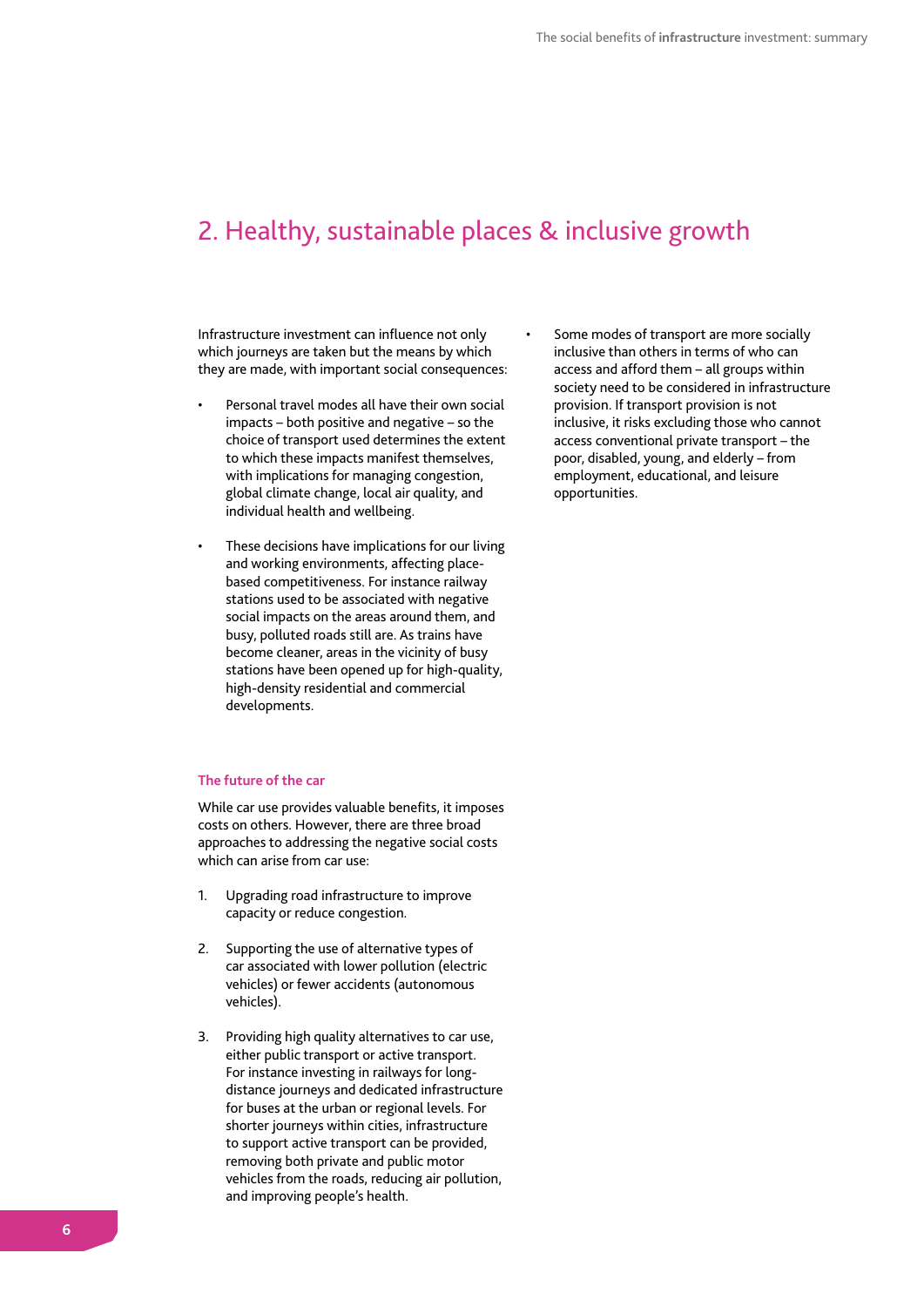## 2. Healthy, sustainable places & inclusive growth

Infrastructure investment can influence not only which journeys are taken but the means by which they are made, with important social consequences:

- Personal travel modes all have their own social impacts – both positive and negative – so the choice of transport used determines the extent to which these impacts manifest themselves, with implications for managing congestion, global climate change, local air quality, and individual health and wellbeing.
- These decisions have implications for our living and working environments, affecting place-based competitiveness. For instance railway stations used to be associated with negative social impacts on the areas around them, and busy, polluted roads still are. As trains have become cleaner, areas in the vicinity of busy stations have been opened up for high-quality, high-density residential and commercial developments.
- Some modes of transport are more socially inclusive than others in terms of who can access and afford them – all groups within society need to be considered in infrastructure provision. If transport provision is not inclusive, it risks excluding those who cannot access conventional private transport – the poor, disabled, young, and elderly – from employment, educational, and leisure opportunities.

#### The future of the car

While car use provides valuable benefits, it imposes costs on others. However, there are three broad approaches to addressing the negative social costs which can arise from car use:

1. Upgrading road infrastructure to improve capacity or reduce congestion.
2. Supporting the use of alternative types of car associated with lower pollution (electric vehicles) or fewer accidents (autonomous vehicles).
3. Providing high quality alternatives to car use, either public transport or active transport. For instance investing in railways for long-distance journeys and dedicated infrastructure for buses at the urban or regional levels. For shorter journeys within cities, infrastructure to support active transport can be provided, removing both private and public motor vehicles from the roads, reducing air pollution, and improving people's health.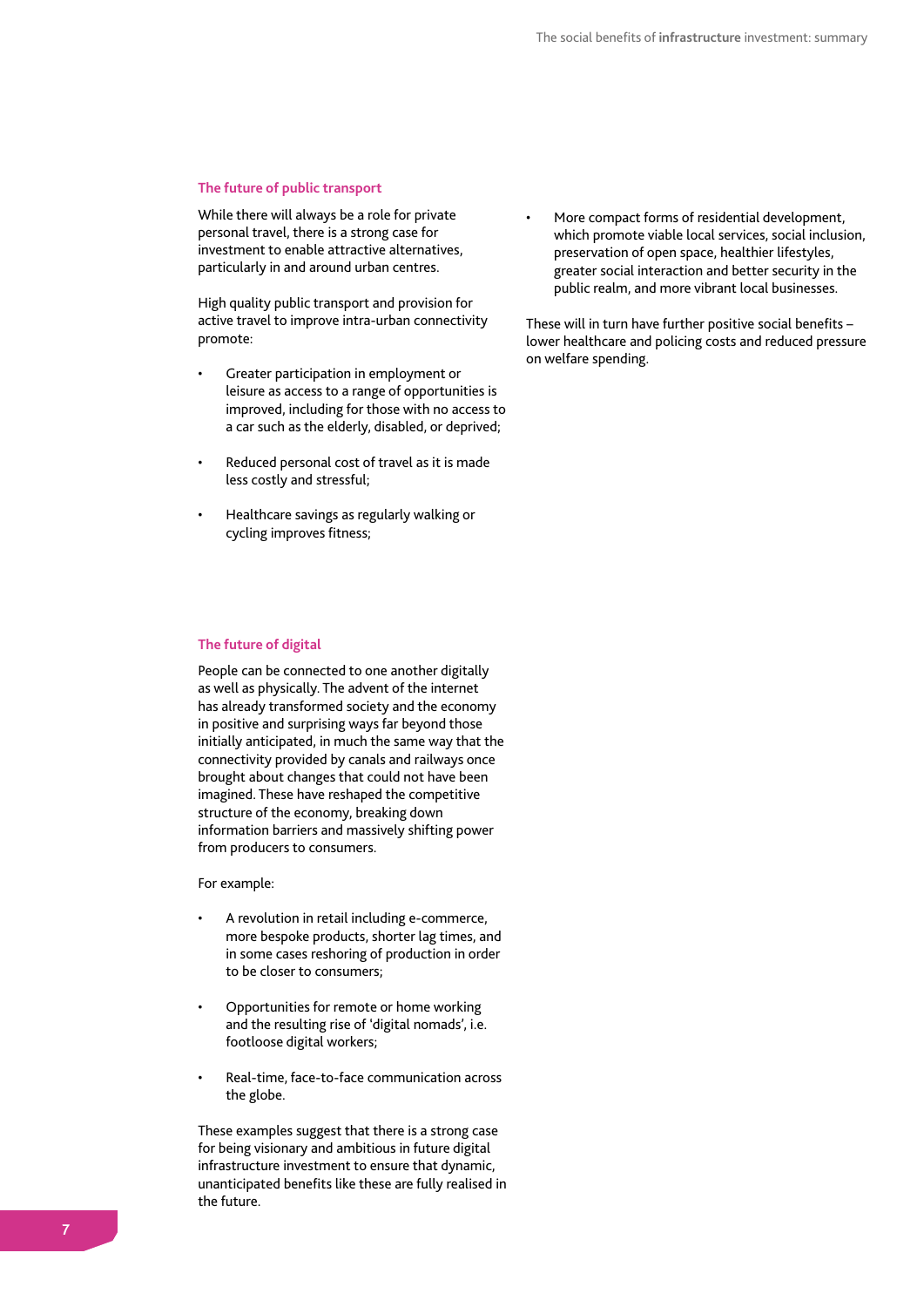## The future of public transport

While there will always be a role for private personal travel, there is a strong case for investment to enable attractive alternatives, particularly in and around urban centres.

High quality public transport and provision for active travel to improve intra-urban connectivity promote:

- Greater participation in employment or leisure as access to a range of opportunities is improved, including for those with no access to a car such as the elderly, disabled, or deprived;
- Reduced personal cost of travel as it is made less costly and stressful;
- Healthcare savings as regularly walking or cycling improves fitness;
- More compact forms of residential development, which promote viable local services, social inclusion, preservation of open space, healthier lifestyles, greater social interaction and better security in the public realm, and more vibrant local businesses.

These will in turn have further positive social benefits – lower healthcare and policing costs and reduced pressure on welfare spending.

## The future of digital

People can be connected to one another digitally as well as physically. The advent of the internet has already transformed society and the economy in positive and surprising ways far beyond those initially anticipated, in much the same way that the connectivity provided by canals and railways once brought about changes that could not have been imagined. These have reshaped the competitive structure of the economy, breaking down information barriers and massively shifting power from producers to consumers.

For example:

- A revolution in retail including e-commerce, more bespoke products, shorter lag times, and in some cases reshoring of production in order to be closer to consumers;
- Opportunities for remote or home working and the resulting rise of 'digital nomads', i.e. footloose digital workers;
- Real-time, face-to-face communication across the globe.

These examples suggest that there is a strong case for being visionary and ambitious in future digital infrastructure investment to ensure that dynamic, unanticipated benefits like these are fully realised in the future.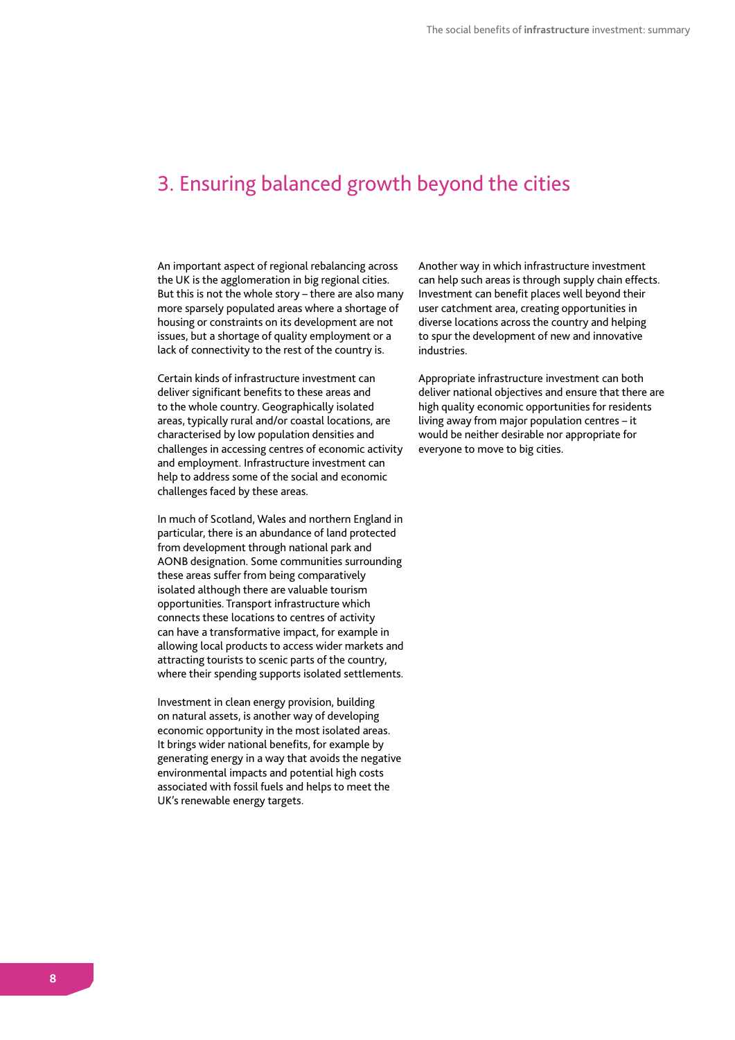## 3. Ensuring balanced growth beyond the cities

An important aspect of regional rebalancing across the UK is the agglomeration in big regional cities. But this is not the whole story – there are also many more sparsely populated areas where a shortage of housing or constraints on its development are not issues, but a shortage of quality employment or a lack of connectivity to the rest of the country is.

Certain kinds of infrastructure investment can deliver significant benefits to these areas and to the whole country. Geographically isolated areas, typically rural and/or coastal locations, are characterised by low population densities and challenges in accessing centres of economic activity and employment. Infrastructure investment can help to address some of the social and economic challenges faced by these areas.

In much of Scotland, Wales and northern England in particular, there is an abundance of land protected from development through national park and AONB designation. Some communities surrounding these areas suffer from being comparatively isolated although there are valuable tourism opportunities. Transport infrastructure which connects these locations to centres of activity can have a transformative impact, for example in allowing local products to access wider markets and attracting tourists to scenic parts of the country, where their spending supports isolated settlements.

Investment in clean energy provision, building on natural assets, is another way of developing economic opportunity in the most isolated areas. It brings wider national benefits, for example by generating energy in a way that avoids the negative environmental impacts and potential high costs associated with fossil fuels and helps to meet the UK's renewable energy targets.

Another way in which infrastructure investment can help such areas is through supply chain effects. Investment can benefit places well beyond their user catchment area, creating opportunities in diverse locations across the country and helping to spur the development of new and innovative industries.

Appropriate infrastructure investment can both deliver national objectives and ensure that there are high quality economic opportunities for residents living away from major population centres – it would be neither desirable nor appropriate for everyone to move to big cities.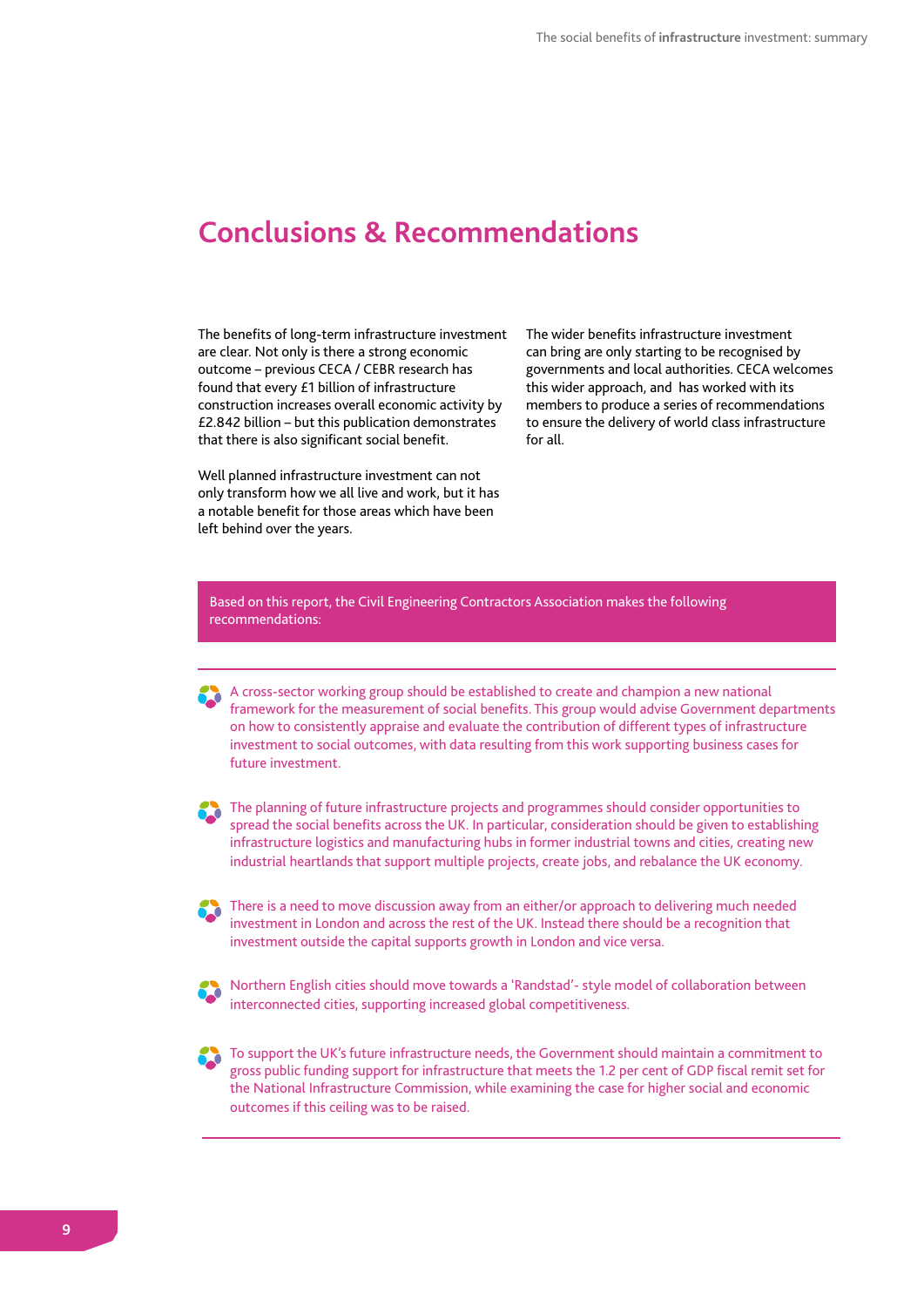# Conclusions & Recommendations

The benefits of long-term infrastructure investment are clear. Not only is there a strong economic outcome – previous CECA / CEBR research has found that every £1 billion of infrastructure construction increases overall economic activity by £2.842 billion – but this publication demonstrates that there is also significant social benefit.

Well planned infrastructure investment can not only transform how we all live and work, but it has a notable benefit for those areas which have been left behind over the years.

The wider benefits infrastructure investment can bring are only starting to be recognised by governments and local authorities. CECA welcomes this wider approach, and has worked with its members to produce a series of recommendations to ensure the delivery of world class infrastructure for all.

Based on this report, the Civil Engineering Contractors Association makes the following recommendations:

- A cross-sector working group should be established to create and champion a new national framework for the measurement of social benefits. This group would advise Government departments on how to consistently appraise and evaluate the contribution of different types of infrastructure investment to social outcomes, with data resulting from this work supporting business cases for future investment.

- The planning of future infrastructure projects and programmes should consider opportunities to spread the social benefits across the UK. In particular, consideration should be given to establishing infrastructure logistics and manufacturing hubs in former industrial towns and cities, creating new industrial heartlands that support multiple projects, create jobs, and rebalance the UK economy.

- There is a need to move discussion away from an either/or approach to delivering much needed investment in London and across the rest of the UK. Instead there should be a recognition that investment outside the capital supports growth in London and vice versa.

- Northern English cities should move towards a 'Randstad'- style model of collaboration between interconnected cities, supporting increased global competitiveness.

- To support the UK's future infrastructure needs, the Government should maintain a commitment to gross public funding support for infrastructure that meets the 1.2 per cent of GDP fiscal remit set for the National Infrastructure Commission, while examining the case for higher social and economic outcomes if this ceiling was to be raised.